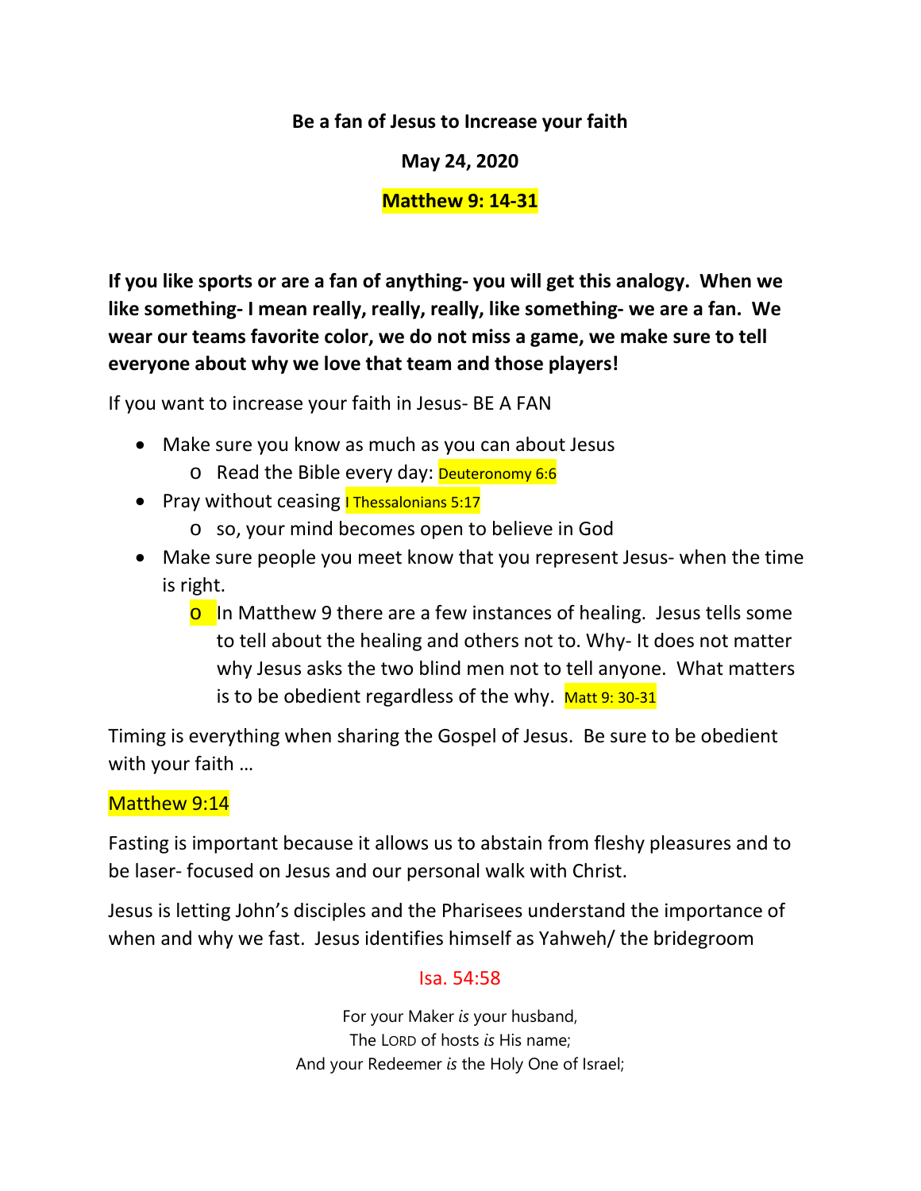**Be a fan of Jesus to Increase your faith**

**May 24, 2020**

**Matthew 9: 14-31**

**If you like sports or are a fan of anything- you will get this analogy. When we like something- I mean really, really, really, like something- we are a fan. We wear our teams favorite color, we do not miss a game, we make sure to tell everyone about why we love that team and those players!**

If you want to increase your faith in Jesus- BE A FAN

- Make sure you know as much as you can about Jesus
  - Read the Bible every day: Deuteronomy 6:6
- Pray without ceasing I Thessalonians 5:17
  - so, your mind becomes open to believe in God
- Make sure people you meet know that you represent Jesus- when the time is right.
  - In Matthew 9 there are a few instances of healing. Jesus tells some to tell about the healing and others not to. Why- It does not matter why Jesus asks the two blind men not to tell anyone. What matters is to be obedient regardless of the why. Matt 9: 30-31

Timing is everything when sharing the Gospel of Jesus. Be sure to be obedient with your faith …

Matthew 9:14

Fasting is important because it allows us to abstain from fleshy pleasures and to be laser- focused on Jesus and our personal walk with Christ.

Jesus is letting John's disciples and the Pharisees understand the importance of when and why we fast. Jesus identifies himself as Yahweh/ the bridegroom

Isa. 54:58

For your Maker *is* your husband,
The LORD of hosts *is* His name;
And your Redeemer *is* the Holy One of Israel;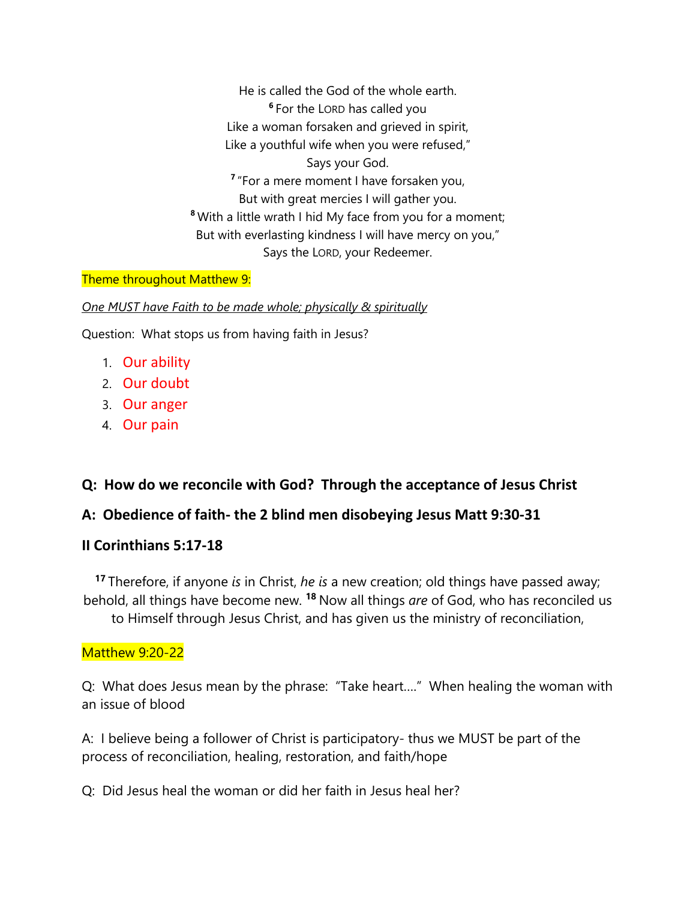He is called the God of the whole earth.
[6] For the LORD has called you
Like a woman forsaken and grieved in spirit,
Like a youthful wife when you were refused,"
Says your God.
[7] "For a mere moment I have forsaken you,
But with great mercies I will gather you.
[8] With a little wrath I hid My face from you for a moment;
But with everlasting kindness I will have mercy on you,"
Says the LORD, your Redeemer.

Theme throughout Matthew 9:

*One MUST have Faith to be made whole; physically & spiritually*

Question: What stops us from having faith in Jesus?

1. Our ability
2. Our doubt
3. Our anger
4. Our pain

**Q: How do we reconcile with God? Through the acceptance of Jesus Christ**

**A: Obedience of faith- the 2 blind men disobeying Jesus Matt 9:30-31**

**II Corinthians 5:17-18**

[17] Therefore, if anyone *is* in Christ, *he is* a new creation; old things have passed away; behold, all things have become new. [18] Now all things *are* of God, who has reconciled us to Himself through Jesus Christ, and has given us the ministry of reconciliation,

Matthew 9:20-22

Q: What does Jesus mean by the phrase: "Take heart…." When healing the woman with an issue of blood

A: I believe being a follower of Christ is participatory- thus we MUST be part of the process of reconciliation, healing, restoration, and faith/hope

Q: Did Jesus heal the woman or did her faith in Jesus heal her?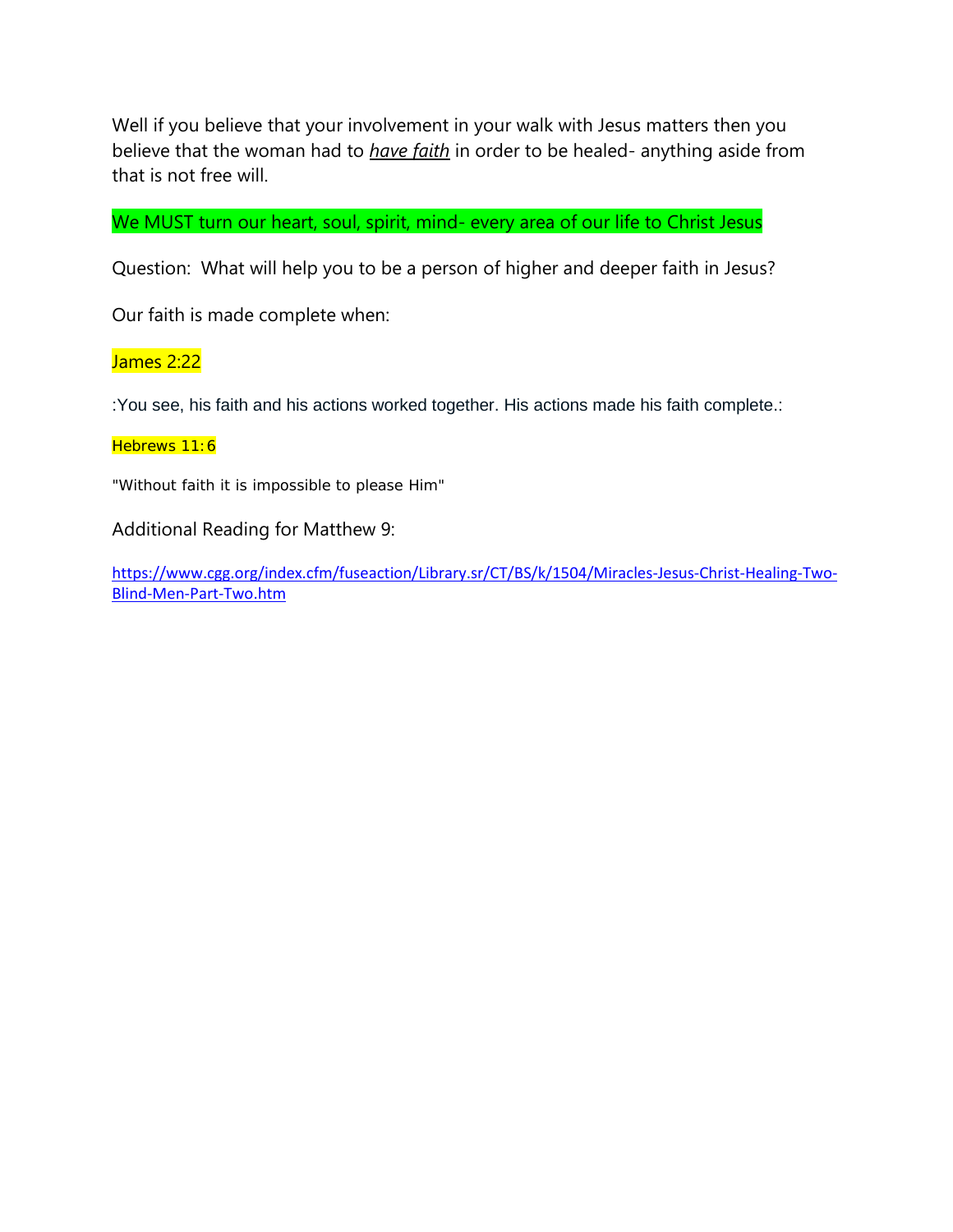Well if you believe that your involvement in your walk with Jesus matters then you believe that the woman had to ***have faith*** in order to be healed- anything aside from that is not free will.

We MUST turn our heart, soul, spirit, mind- every area of our life to Christ Jesus

Question: What will help you to be a person of higher and deeper faith in Jesus?

Our faith is made complete when:

James 2:22

:You see, his faith and his actions worked together. His actions made his faith complete.:

Hebrews 11:6

"Without faith it is impossible to please Him"

Additional Reading for Matthew 9:

https://www.cgg.org/index.cfm/fuseaction/Library.sr/CT/BS/k/1504/Miracles-Jesus-Christ-Healing-Two-Blind-Men-Part-Two.htm